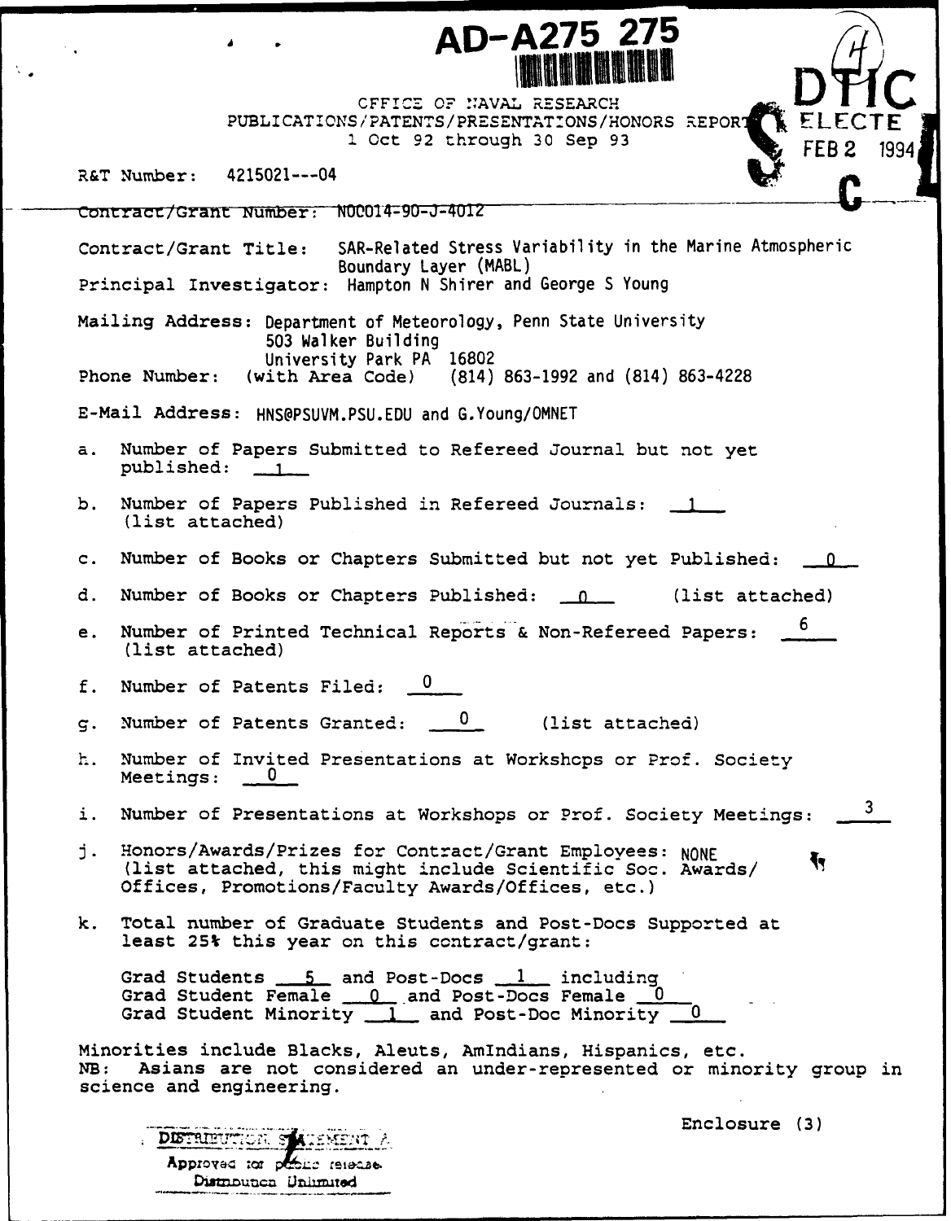AD-A275 275

OFFICE OF NAVAL RESEARCH
PUBLICATIONS/PATENTS/PRESENTATIONS/HONORS REPORT
1 Oct 92 through 30 Sep 93

DTIC ELECTE FEB 2 1994

R&T Number: 4215021---04

Contract/Grant Number: N00014-90-J-4012

Contract/Grant Title: SAR-Related Stress Variability in the Marine Atmospheric Boundary Layer (MABL)

Principal Investigator: Hampton N Shirer and George S Young

Mailing Address: Department of Meteorology, Penn State University
503 Walker Building
University Park PA 16802

Phone Number: (with Area Code) (814) 863-1992 and (814) 863-4228

E-Mail Address: HNS@PSUVM.PSU.EDU and G.Young/OMNET

a. Number of Papers Submitted to Refereed Journal but not yet published: 1

b. Number of Papers Published in Refereed Journals: 1 (list attached)

c. Number of Books or Chapters Submitted but not yet Published: 0

d. Number of Books or Chapters Published: 0 (list attached)

e. Number of Printed Technical Reports & Non-Refereed Papers: 6 (list attached)

f. Number of Patents Filed: 0

g. Number of Patents Granted: 0 (list attached)

h. Number of Invited Presentations at Workshops or Prof. Society Meetings: 0

i. Number of Presentations at Workshops or Prof. Society Meetings: 3

j. Honors/Awards/Prizes for Contract/Grant Employees: NONE (list attached, this might include Scientific Soc. Awards/ Offices, Promotions/Faculty Awards/Offices, etc.)

k. Total number of Graduate Students and Post-Docs Supported at least 25% this year on this contract/grant:

Grad Students 5 and Post-Docs 1 including
Grad Student Female 0 and Post-Docs Female 0
Grad Student Minority 1 and Post-Doc Minority 0

Minorities include Blacks, Aleuts, AmIndians, Hispanics, etc.
NB: Asians are not considered an under-represented or minority group in science and engineering.

Enclosure (3)

DISTRIBUTION STATEMENT A
Approved for public release
Distribution Unlimited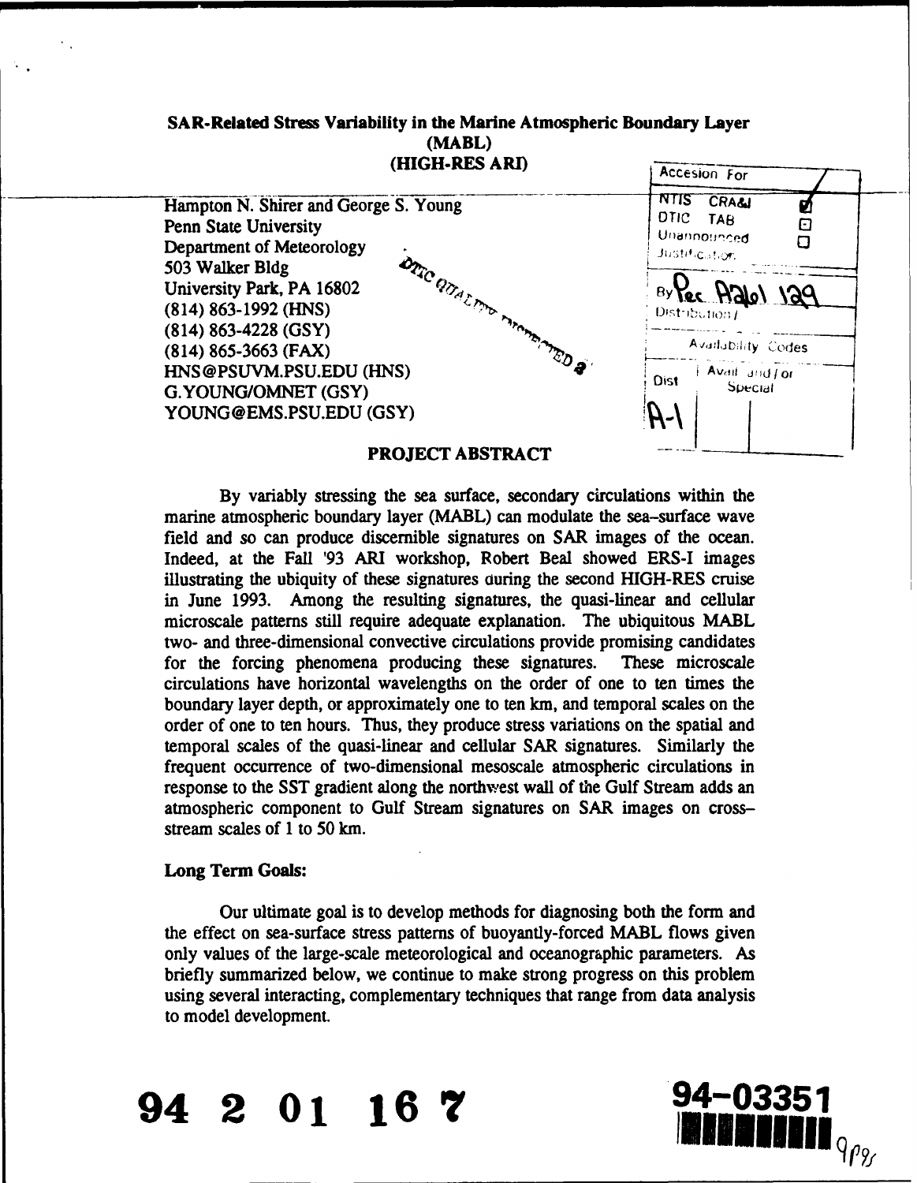**SAR-Related Stress Variability in the Marine Atmospheric Boundary Layer (MABL) (HIGH-RES ARI)**

Hampton N. Shirer and George S. Young
Penn State University
Department of Meteorology
503 Walker Bldg
University Park, PA 16802
(814) 863-1992 (HNS)
(814) 863-4228 (GSY)
(814) 865-3663 (FAX)
HNS@PSUVM.PSU.EDU (HNS)
G.YOUNG/OMNET (GSY)
YOUNG@EMS.PSU.EDU (GSY)

| Accesion For | |
|---|---|
| NTIS CRA&I | ☑ |
| DTIC TAB | ☐ |
| Unannounced | ☐ |
| Justification | |
| By Per A261 129 | |
| Distribution / | |
| Availability Codes | |
| Dist | Avail and / or Special |
| A-1 | |

## PROJECT ABSTRACT

By variably stressing the sea surface, secondary circulations within the marine atmospheric boundary layer (MABL) can modulate the sea–surface wave field and so can produce discernible signatures on SAR images of the ocean. Indeed, at the Fall '93 ARI workshop, Robert Beal showed ERS-I images illustrating the ubiquity of these signatures during the second HIGH-RES cruise in June 1993. Among the resulting signatures, the quasi-linear and cellular microscale patterns still require adequate explanation. The ubiquitous MABL two- and three-dimensional convective circulations provide promising candidates for the forcing phenomena producing these signatures. These microscale circulations have horizontal wavelengths on the order of one to ten times the boundary layer depth, or approximately one to ten km, and temporal scales on the order of one to ten hours. Thus, they produce stress variations on the spatial and temporal scales of the quasi-linear and cellular SAR signatures. Similarly the frequent occurrence of two-dimensional mesoscale atmospheric circulations in response to the SST gradient along the northwest wall of the Gulf Stream adds an atmospheric component to Gulf Stream signatures on SAR images on cross–stream scales of 1 to 50 km.

### Long Term Goals:

Our ultimate goal is to develop methods for diagnosing both the form and the effect on sea-surface stress patterns of buoyantly-forced MABL flows given only values of the large-scale meteorological and oceanographic parameters. As briefly summarized below, we continue to make strong progress on this problem using several interacting, complementary techniques that range from data analysis to model development.

94 2 01 167

94-03351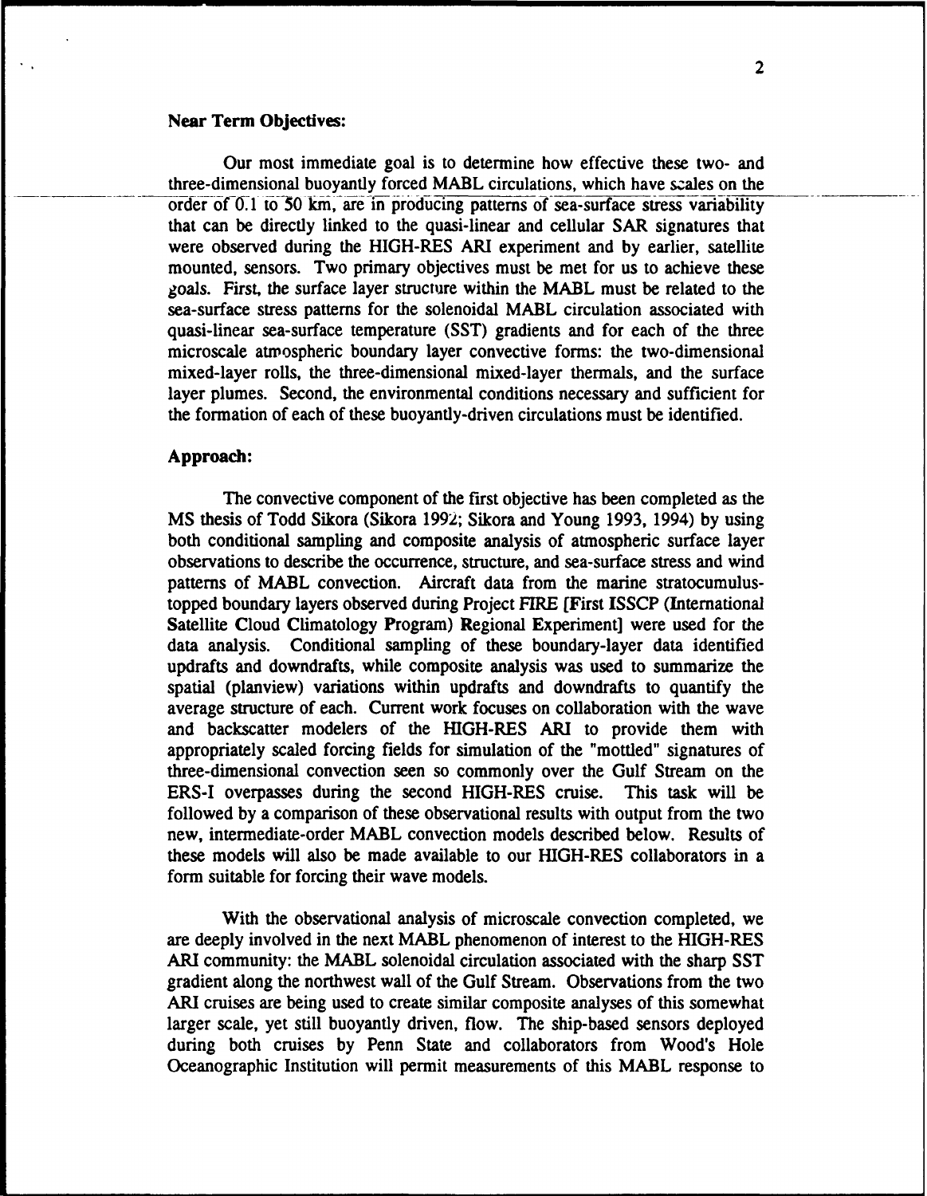### Near Term Objectives:

Our most immediate goal is to determine how effective these two- and three-dimensional buoyantly forced MABL circulations, which have scales on the order of 0.1 to 50 km, are in producing patterns of sea-surface stress variability that can be directly linked to the quasi-linear and cellular SAR signatures that were observed during the HIGH-RES ARI experiment and by earlier, satellite mounted, sensors. Two primary objectives must be met for us to achieve these goals. First, the surface layer structure within the MABL must be related to the sea-surface stress patterns for the solenoidal MABL circulation associated with quasi-linear sea-surface temperature (SST) gradients and for each of the three microscale atmospheric boundary layer convective forms: the two-dimensional mixed-layer rolls, the three-dimensional mixed-layer thermals, and the surface layer plumes. Second, the environmental conditions necessary and sufficient for the formation of each of these buoyantly-driven circulations must be identified.

### Approach:

The convective component of the first objective has been completed as the MS thesis of Todd Sikora (Sikora 1992; Sikora and Young 1993, 1994) by using both conditional sampling and composite analysis of atmospheric surface layer observations to describe the occurrence, structure, and sea-surface stress and wind patterns of MABL convection. Aircraft data from the marine stratocumulus-topped boundary layers observed during Project FIRE [First ISSCP (International Satellite Cloud Climatology Program) Regional Experiment] were used for the data analysis. Conditional sampling of these boundary-layer data identified updrafts and downdrafts, while composite analysis was used to summarize the spatial (planview) variations within updrafts and downdrafts to quantify the average structure of each. Current work focuses on collaboration with the wave and backscatter modelers of the HIGH-RES ARI to provide them with appropriately scaled forcing fields for simulation of the "mottled" signatures of three-dimensional convection seen so commonly over the Gulf Stream on the ERS-I overpasses during the second HIGH-RES cruise. This task will be followed by a comparison of these observational results with output from the two new, intermediate-order MABL convection models described below. Results of these models will also be made available to our HIGH-RES collaborators in a form suitable for forcing their wave models.

With the observational analysis of microscale convection completed, we are deeply involved in the next MABL phenomenon of interest to the HIGH-RES ARI community: the MABL solenoidal circulation associated with the sharp SST gradient along the northwest wall of the Gulf Stream. Observations from the two ARI cruises are being used to create similar composite analyses of this somewhat larger scale, yet still buoyantly driven, flow. The ship-based sensors deployed during both cruises by Penn State and collaborators from Wood's Hole Oceanographic Institution will permit measurements of this MABL response to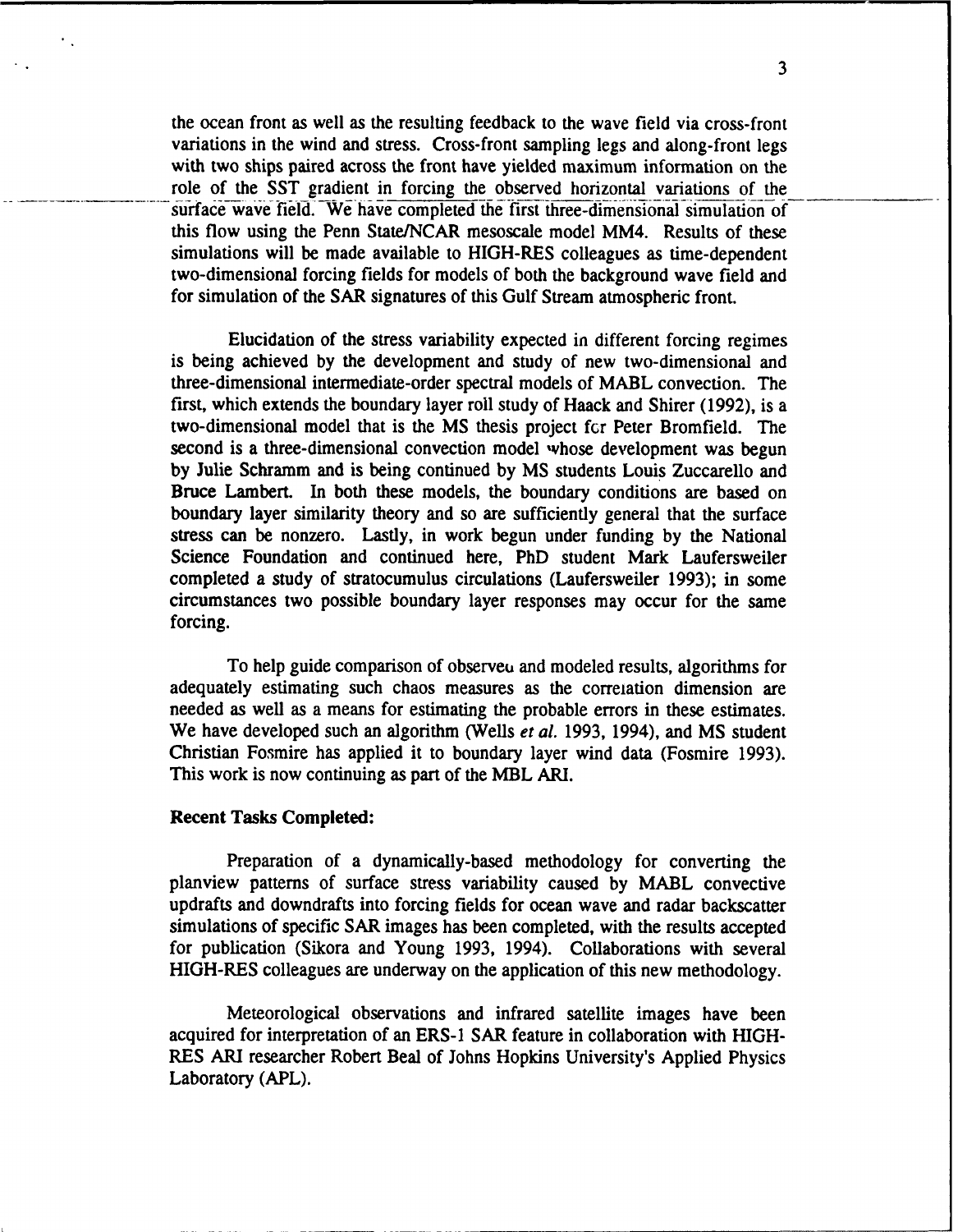the ocean front as well as the resulting feedback to the wave field via cross-front variations in the wind and stress. Cross-front sampling legs and along-front legs with two ships paired across the front have yielded maximum information on the role of the SST gradient in forcing the observed horizontal variations of the surface wave field. We have completed the first three-dimensional simulation of this flow using the Penn State/NCAR mesoscale model MM4. Results of these simulations will be made available to HIGH-RES colleagues as time-dependent two-dimensional forcing fields for models of both the background wave field and for simulation of the SAR signatures of this Gulf Stream atmospheric front.

Elucidation of the stress variability expected in different forcing regimes is being achieved by the development and study of new two-dimensional and three-dimensional intermediate-order spectral models of MABL convection. The first, which extends the boundary layer roll study of Haack and Shirer (1992), is a two-dimensional model that is the MS thesis project for Peter Bromfield. The second is a three-dimensional convection model whose development was begun by Julie Schramm and is being continued by MS students Louis Zuccarello and Bruce Lambert. In both these models, the boundary conditions are based on boundary layer similarity theory and so are sufficiently general that the surface stress can be nonzero. Lastly, in work begun under funding by the National Science Foundation and continued here, PhD student Mark Laufersweiler completed a study of stratocumulus circulations (Laufersweiler 1993); in some circumstances two possible boundary layer responses may occur for the same forcing.

To help guide comparison of observed and modeled results, algorithms for adequately estimating such chaos measures as the correlation dimension are needed as well as a means for estimating the probable errors in these estimates. We have developed such an algorithm (Wells *et al.* 1993, 1994), and MS student Christian Fosmire has applied it to boundary layer wind data (Fosmire 1993). This work is now continuing as part of the MBL ARI.

**Recent Tasks Completed:**

Preparation of a dynamically-based methodology for converting the planview patterns of surface stress variability caused by MABL convective updrafts and downdrafts into forcing fields for ocean wave and radar backscatter simulations of specific SAR images has been completed, with the results accepted for publication (Sikora and Young 1993, 1994). Collaborations with several HIGH-RES colleagues are underway on the application of this new methodology.

Meteorological observations and infrared satellite images have been acquired for interpretation of an ERS-1 SAR feature in collaboration with HIGH-RES ARI researcher Robert Beal of Johns Hopkins University's Applied Physics Laboratory (APL).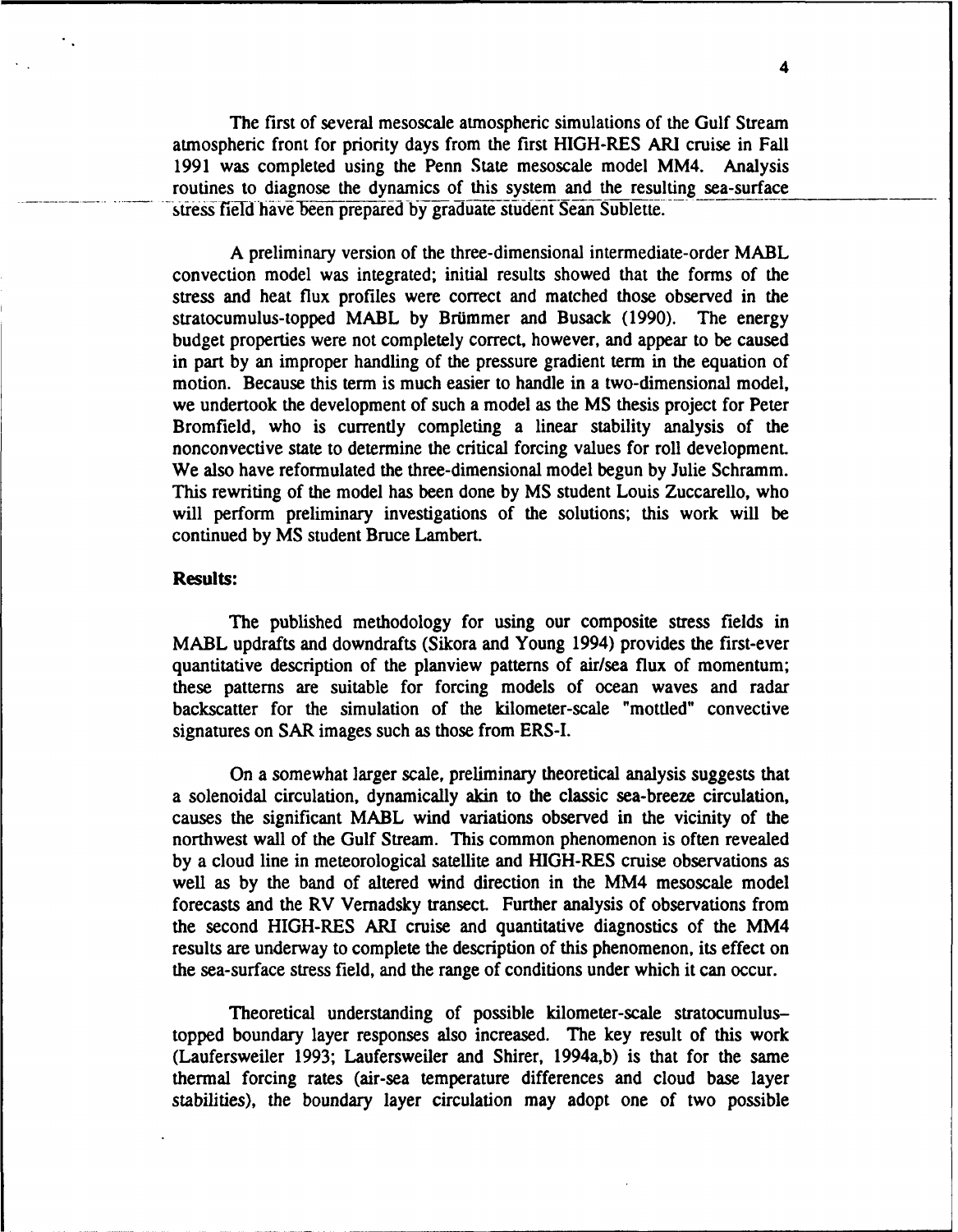The first of several mesoscale atmospheric simulations of the Gulf Stream atmospheric front for priority days from the first HIGH-RES ARI cruise in Fall 1991 was completed using the Penn State mesoscale model MM4. Analysis routines to diagnose the dynamics of this system and the resulting sea-surface stress field have been prepared by graduate student Sean Sublette.

A preliminary version of the three-dimensional intermediate-order MABL convection model was integrated; initial results showed that the forms of the stress and heat flux profiles were correct and matched those observed in the stratocumulus-topped MABL by Brümmer and Busack (1990). The energy budget properties were not completely correct, however, and appear to be caused in part by an improper handling of the pressure gradient term in the equation of motion. Because this term is much easier to handle in a two-dimensional model, we undertook the development of such a model as the MS thesis project for Peter Bromfield, who is currently completing a linear stability analysis of the nonconvective state to determine the critical forcing values for roll development. We also have reformulated the three-dimensional model begun by Julie Schramm. This rewriting of the model has been done by MS student Louis Zuccarello, who will perform preliminary investigations of the solutions; this work will be continued by MS student Bruce Lambert.

**Results:**

The published methodology for using our composite stress fields in MABL updrafts and downdrafts (Sikora and Young 1994) provides the first-ever quantitative description of the planview patterns of air/sea flux of momentum; these patterns are suitable for forcing models of ocean waves and radar backscatter for the simulation of the kilometer-scale "mottled" convective signatures on SAR images such as those from ERS-I.

On a somewhat larger scale, preliminary theoretical analysis suggests that a solenoidal circulation, dynamically akin to the classic sea-breeze circulation, causes the significant MABL wind variations observed in the vicinity of the northwest wall of the Gulf Stream. This common phenomenon is often revealed by a cloud line in meteorological satellite and HIGH-RES cruise observations as well as by the band of altered wind direction in the MM4 mesoscale model forecasts and the RV Vernadsky transect. Further analysis of observations from the second HIGH-RES ARI cruise and quantitative diagnostics of the MM4 results are underway to complete the description of this phenomenon, its effect on the sea-surface stress field, and the range of conditions under which it can occur.

Theoretical understanding of possible kilometer-scale stratocumulus-topped boundary layer responses also increased. The key result of this work (Laufersweiler 1993; Laufersweiler and Shirer, 1994a,b) is that for the same thermal forcing rates (air-sea temperature differences and cloud base layer stabilities), the boundary layer circulation may adopt one of two possible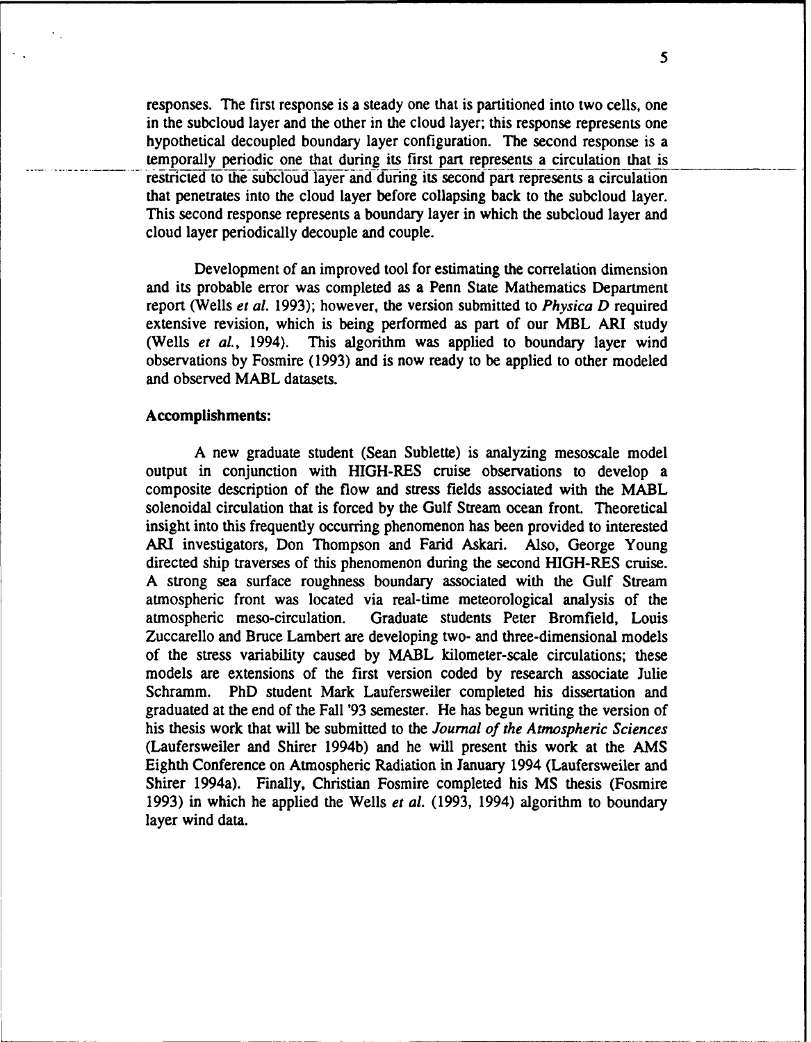responses. The first response is a steady one that is partitioned into two cells, one in the subcloud layer and the other in the cloud layer; this response represents one hypothetical decoupled boundary layer configuration. The second response is a temporally periodic one that during its first part represents a circulation that is restricted to the subcloud layer and during its second part represents a circulation that penetrates into the cloud layer before collapsing back to the subcloud layer. This second response represents a boundary layer in which the subcloud layer and cloud layer periodically decouple and couple.

Development of an improved tool for estimating the correlation dimension and its probable error was completed as a Penn State Mathematics Department report (Wells *et al.* 1993); however, the version submitted to *Physica D* required extensive revision, which is being performed as part of our MBL ARI study (Wells *et al.*, 1994). This algorithm was applied to boundary layer wind observations by Fosmire (1993) and is now ready to be applied to other modeled and observed MABL datasets.

**Accomplishments:**

A new graduate student (Sean Sublette) is analyzing mesoscale model output in conjunction with HIGH-RES cruise observations to develop a composite description of the flow and stress fields associated with the MABL solenoidal circulation that is forced by the Gulf Stream ocean front. Theoretical insight into this frequently occurring phenomenon has been provided to interested ARI investigators, Don Thompson and Farid Askari. Also, George Young directed ship traverses of this phenomenon during the second HIGH-RES cruise. A strong sea surface roughness boundary associated with the Gulf Stream atmospheric front was located via real-time meteorological analysis of the atmospheric meso-circulation. Graduate students Peter Bromfield, Louis Zuccarello and Bruce Lambert are developing two- and three-dimensional models of the stress variability caused by MABL kilometer-scale circulations; these models are extensions of the first version coded by research associate Julie Schramm. PhD student Mark Laufersweiler completed his dissertation and graduated at the end of the Fall '93 semester. He has begun writing the version of his thesis work that will be submitted to the *Journal of the Atmospheric Sciences* (Laufersweiler and Shirer 1994b) and he will present this work at the AMS Eighth Conference on Atmospheric Radiation in January 1994 (Laufersweiler and Shirer 1994a). Finally, Christian Fosmire completed his MS thesis (Fosmire 1993) in which he applied the Wells *et al.* (1993, 1994) algorithm to boundary layer wind data.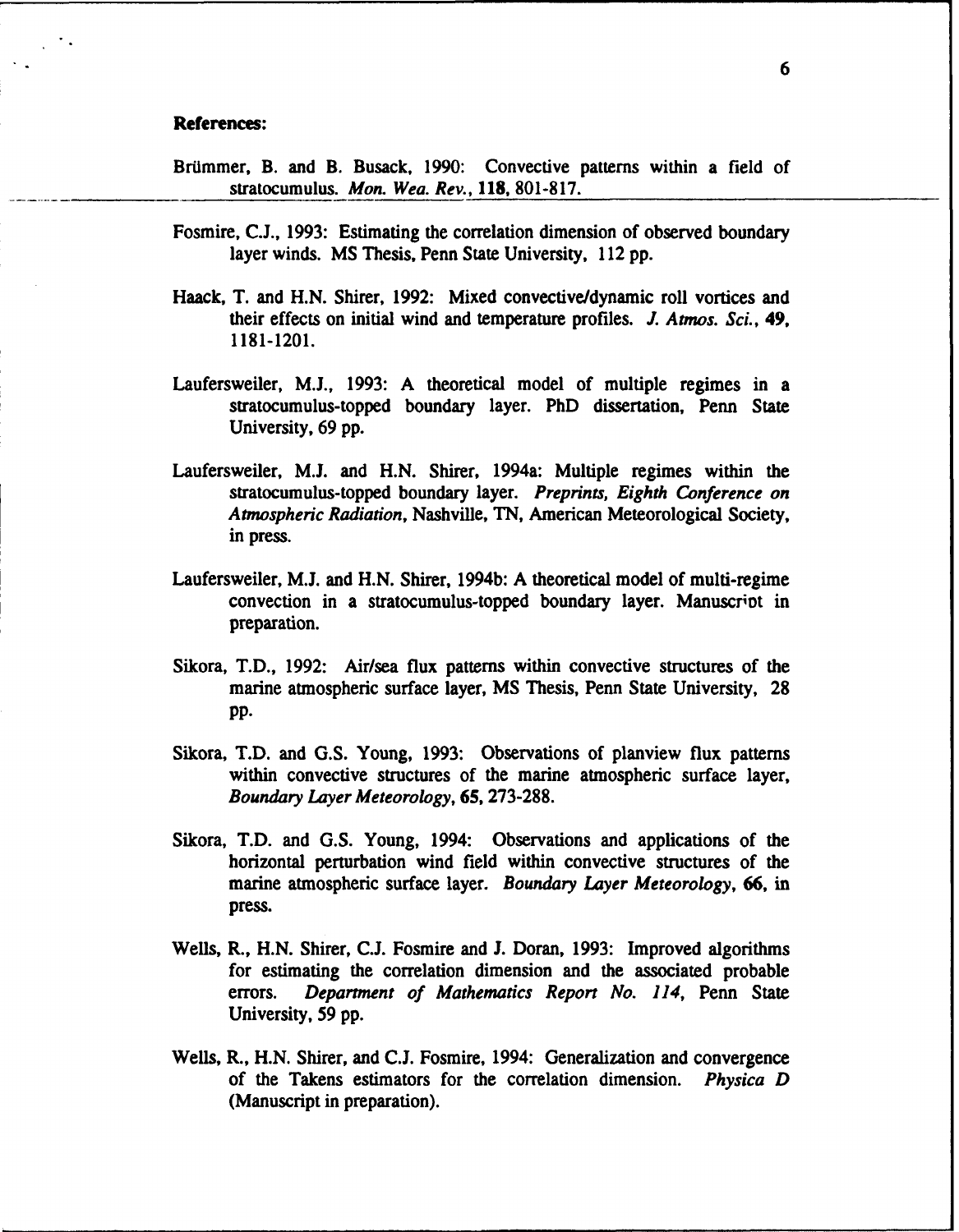**References:**

Brümmer, B. and B. Busack, 1990: Convective patterns within a field of stratocumulus. *Mon. Wea. Rev.*, **118**, 801-817.

Fosmire, C.J., 1993: Estimating the correlation dimension of observed boundary layer winds. MS Thesis, Penn State University, 112 pp.

Haack, T. and H.N. Shirer, 1992: Mixed convective/dynamic roll vortices and their effects on initial wind and temperature profiles. *J. Atmos. Sci.*, **49**, 1181-1201.

Laufersweiler, M.J., 1993: A theoretical model of multiple regimes in a stratocumulus-topped boundary layer. PhD dissertation, Penn State University, 69 pp.

Laufersweiler, M.J. and H.N. Shirer, 1994a: Multiple regimes within the stratocumulus-topped boundary layer. *Preprints, Eighth Conference on Atmospheric Radiation*, Nashville, TN, American Meteorological Society, in press.

Laufersweiler, M.J. and H.N. Shirer, 1994b: A theoretical model of multi-regime convection in a stratocumulus-topped boundary layer. Manuscript in preparation.

Sikora, T.D., 1992: Air/sea flux patterns within convective structures of the marine atmospheric surface layer, MS Thesis, Penn State University, 28 pp.

Sikora, T.D. and G.S. Young, 1993: Observations of planview flux patterns within convective structures of the marine atmospheric surface layer, *Boundary Layer Meteorology*, **65**, 273-288.

Sikora, T.D. and G.S. Young, 1994: Observations and applications of the horizontal perturbation wind field within convective structures of the marine atmospheric surface layer. *Boundary Layer Meteorology*, **66**, in press.

Wells, R., H.N. Shirer, C.J. Fosmire and J. Doran, 1993: Improved algorithms for estimating the correlation dimension and the associated probable errors. *Department of Mathematics Report No. 114*, Penn State University, 59 pp.

Wells, R., H.N. Shirer, and C.J. Fosmire, 1994: Generalization and convergence of the Takens estimators for the correlation dimension. *Physica D* (Manuscript in preparation).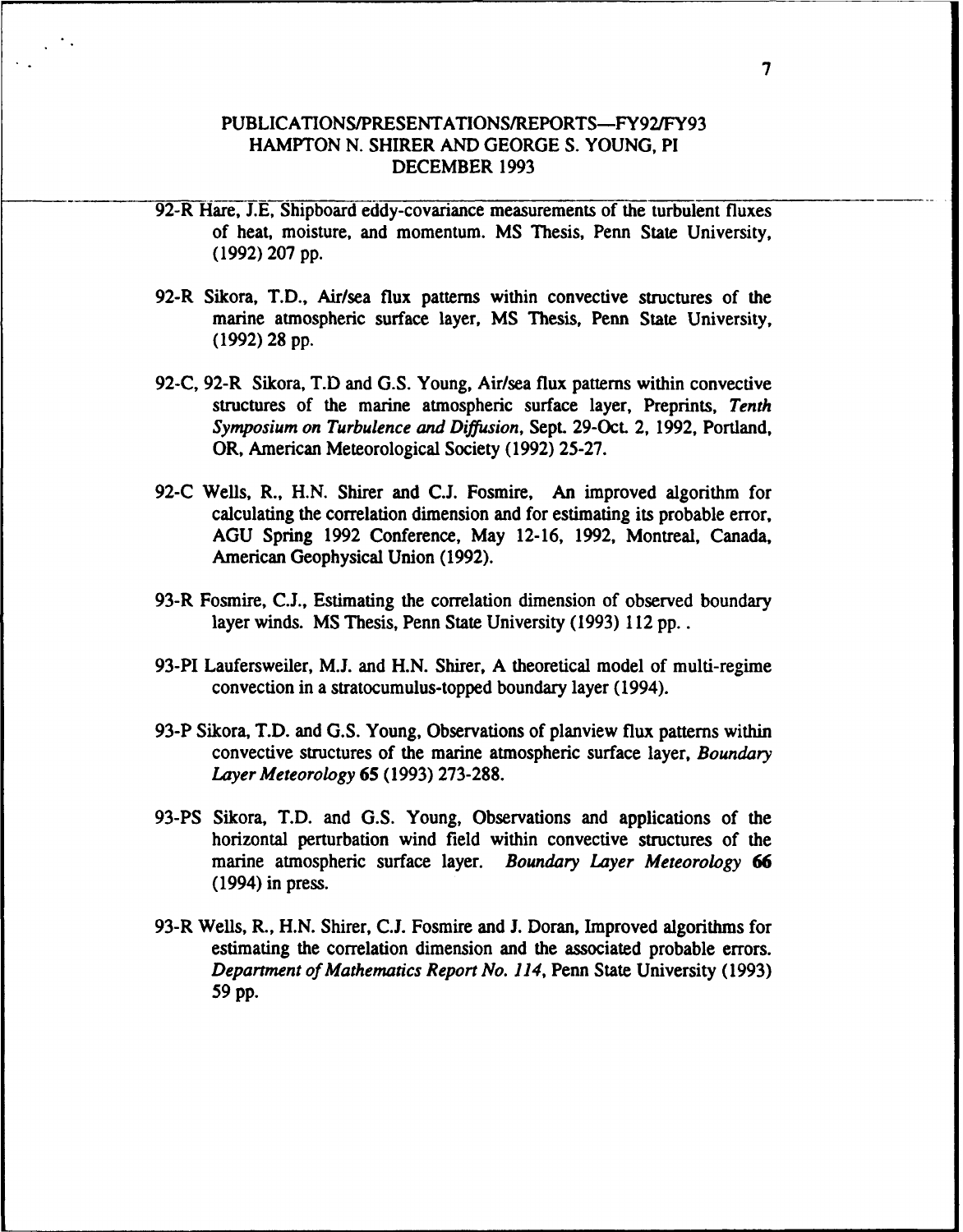PUBLICATIONS/PRESENTATIONS/REPORTS—FY92/FY93
HAMPTON N. SHIRER AND GEORGE S. YOUNG, PI
DECEMBER 1993

92-R Hare, J.E, Shipboard eddy-covariance measurements of the turbulent fluxes of heat, moisture, and momentum. MS Thesis, Penn State University, (1992) 207 pp.

92-R Sikora, T.D., Air/sea flux patterns within convective structures of the marine atmospheric surface layer, MS Thesis, Penn State University, (1992) 28 pp.

92-C, 92-R Sikora, T.D and G.S. Young, Air/sea flux patterns within convective structures of the marine atmospheric surface layer, Preprints, *Tenth Symposium on Turbulence and Diffusion*, Sept. 29-Oct. 2, 1992, Portland, OR, American Meteorological Society (1992) 25-27.

92-C Wells, R., H.N. Shirer and C.J. Fosmire, An improved algorithm for calculating the correlation dimension and for estimating its probable error, AGU Spring 1992 Conference, May 12-16, 1992, Montreal, Canada, American Geophysical Union (1992).

93-R Fosmire, C.J., Estimating the correlation dimension of observed boundary layer winds. MS Thesis, Penn State University (1993) 112 pp. .

93-PI Laufersweiler, M.J. and H.N. Shirer, A theoretical model of multi-regime convection in a stratocumulus-topped boundary layer (1994).

93-P Sikora, T.D. and G.S. Young, Observations of planview flux patterns within convective structures of the marine atmospheric surface layer, *Boundary Layer Meteorology* **65** (1993) 273-288.

93-PS Sikora, T.D. and G.S. Young, Observations and applications of the horizontal perturbation wind field within convective structures of the marine atmospheric surface layer. *Boundary Layer Meteorology* **66** (1994) in press.

93-R Wells, R., H.N. Shirer, C.J. Fosmire and J. Doran, Improved algorithms for estimating the correlation dimension and the associated probable errors. *Department of Mathematics Report No. 114*, Penn State University (1993) 59 pp.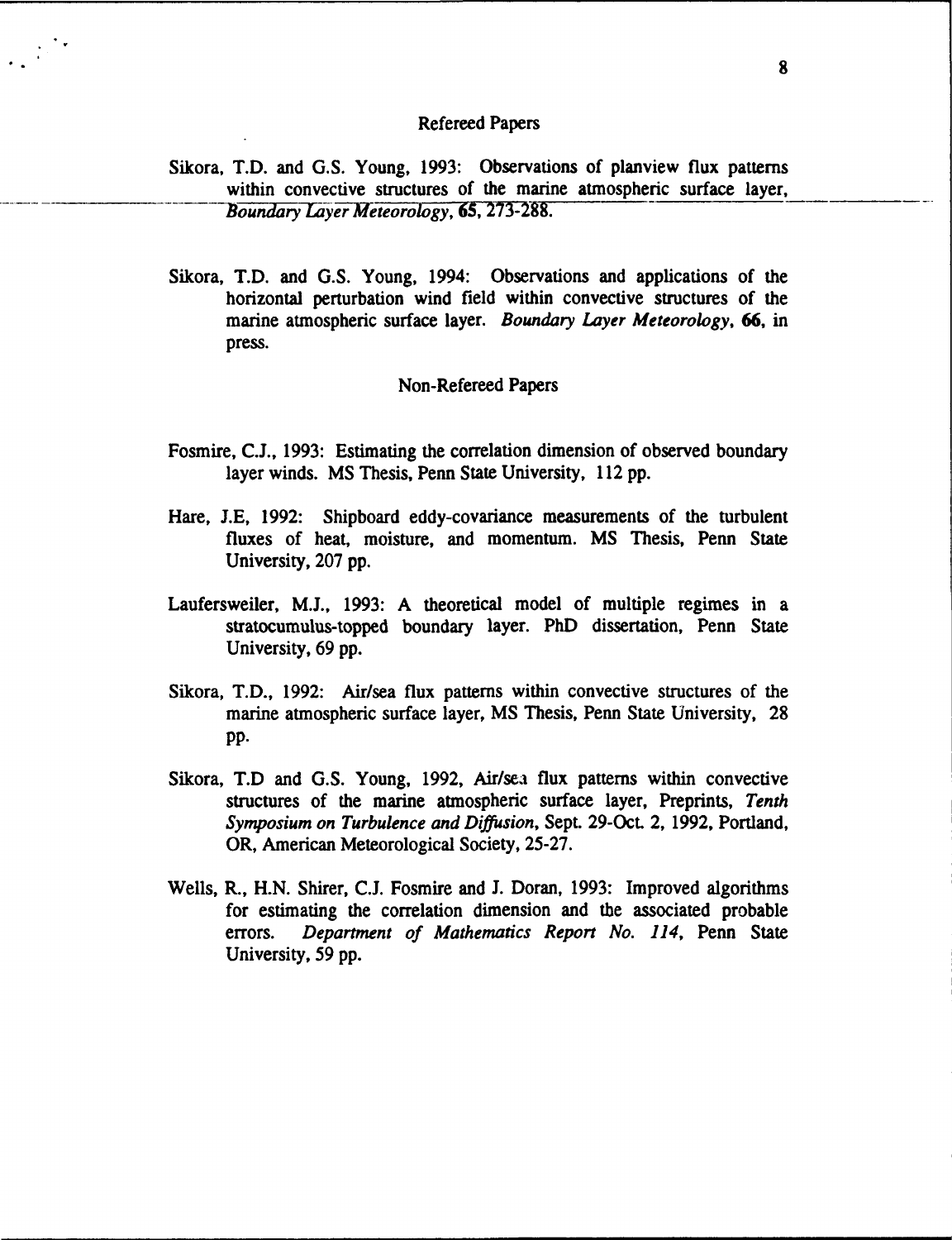## Refereed Papers

Sikora, T.D. and G.S. Young, 1993: Observations of planview flux patterns within convective structures of the marine atmospheric surface layer, *Boundary Layer Meteorology*, **65**, 273-288.

Sikora, T.D. and G.S. Young, 1994: Observations and applications of the horizontal perturbation wind field within convective structures of the marine atmospheric surface layer. *Boundary Layer Meteorology*, **66**, in press.

## Non-Refereed Papers

Fosmire, C.J., 1993: Estimating the correlation dimension of observed boundary layer winds. MS Thesis, Penn State University, 112 pp.

Hare, J.E, 1992: Shipboard eddy-covariance measurements of the turbulent fluxes of heat, moisture, and momentum. MS Thesis, Penn State University, 207 pp.

Laufersweiler, M.J., 1993: A theoretical model of multiple regimes in a stratocumulus-topped boundary layer. PhD dissertation, Penn State University, 69 pp.

Sikora, T.D., 1992: Air/sea flux patterns within convective structures of the marine atmospheric surface layer, MS Thesis, Penn State University, 28 pp.

Sikora, T.D and G.S. Young, 1992, Air/sea flux patterns within convective structures of the marine atmospheric surface layer, Preprints, *Tenth Symposium on Turbulence and Diffusion*, Sept. 29-Oct. 2, 1992, Portland, OR, American Meteorological Society, 25-27.

Wells, R., H.N. Shirer, C.J. Fosmire and J. Doran, 1993: Improved algorithms for estimating the correlation dimension and the associated probable errors. *Department of Mathematics Report No. 114*, Penn State University, 59 pp.